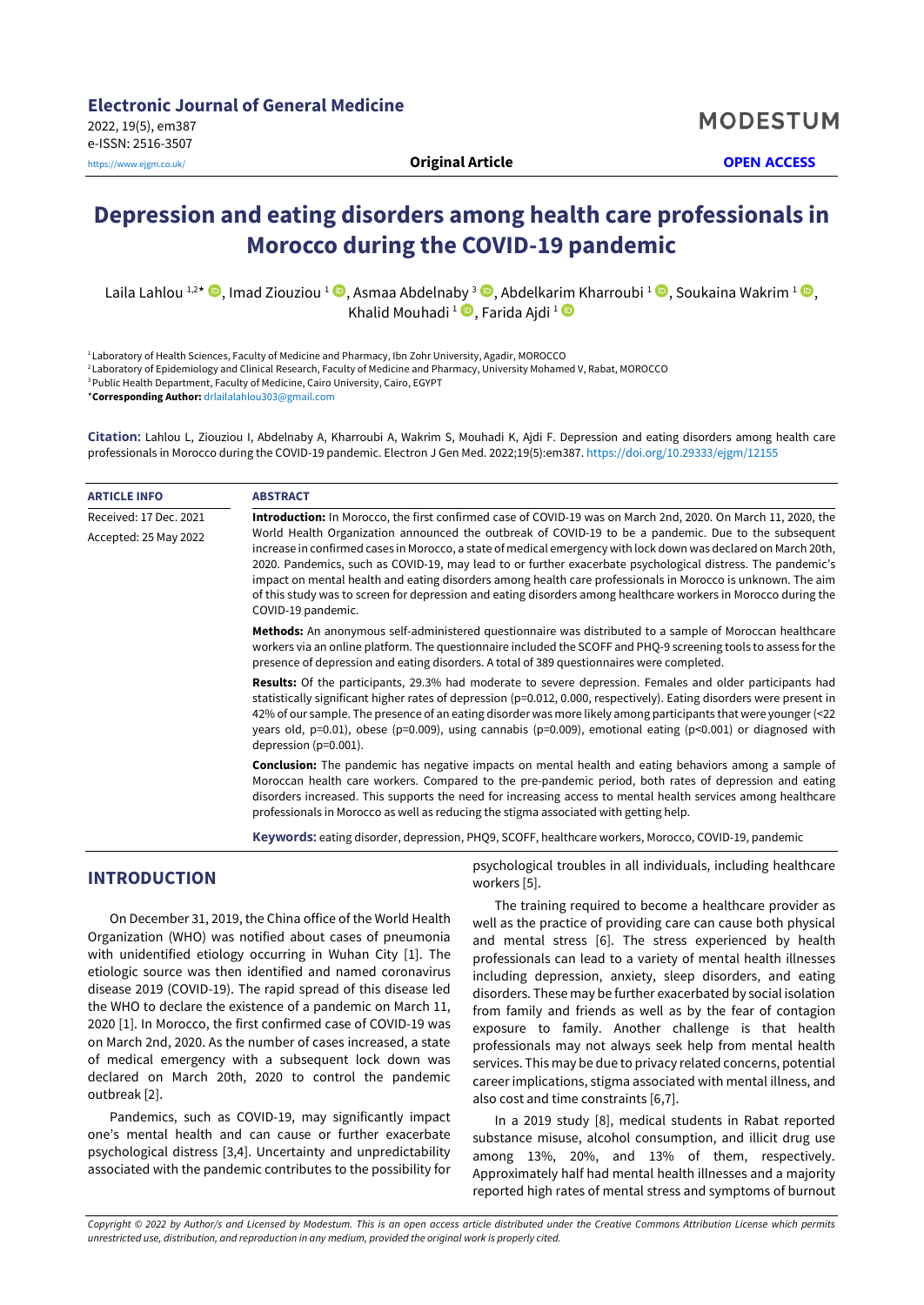Electronic Journal of General Medicine
2022, 19(5), em387
e-ISSN: 2516-3507
https://www.ejgm.co.uk/

MODESTUM

Original Article

OPEN ACCESS

# Depression and eating disorders among health care professionals in Morocco during the COVID-19 pandemic

Laila Lahlou [1,2*], Imad Ziouziou [1], Asmaa Abdelnaby [3], Abdelkarim Kharroubi [1], Soukaina Wakrim [1], Khalid Mouhadi [1], Farida Ajdi [1]

[1] Laboratory of Health Sciences, Faculty of Medicine and Pharmacy, Ibn Zohr University, Agadir, MOROCCO
[2] Laboratory of Epidemiology and Clinical Research, Faculty of Medicine and Pharmacy, University Mohamed V, Rabat, MOROCCO
[3] Public Health Department, Faculty of Medicine, Cairo University, Cairo, EGYPT
*Corresponding Author: drlailalahlou303@gmail.com

**Citation:** Lahlou L, Ziouziou I, Abdelnaby A, Kharroubi A, Wakrim S, Mouhadi K, Ajdi F. Depression and eating disorders among health care professionals in Morocco during the COVID-19 pandemic. Electron J Gen Med. 2022;19(5):em387. https://doi.org/10.29333/ejgm/12155

**ARTICLE INFO**

Received: 17 Dec. 2021

Accepted: 25 May 2022

**ABSTRACT**

**Introduction:** In Morocco, the first confirmed case of COVID-19 was on March 2nd, 2020. On March 11, 2020, the World Health Organization announced the outbreak of COVID-19 to be a pandemic. Due to the subsequent increase in confirmed cases in Morocco, a state of medical emergency with lock down was declared on March 20th, 2020. Pandemics, such as COVID-19, may lead to or further exacerbate psychological distress. The pandemic's impact on mental health and eating disorders among health care professionals in Morocco is unknown. The aim of this study was to screen for depression and eating disorders among healthcare workers in Morocco during the COVID-19 pandemic.

**Methods:** An anonymous self-administered questionnaire was distributed to a sample of Moroccan healthcare workers via an online platform. The questionnaire included the SCOFF and PHQ-9 screening tools to assess for the presence of depression and eating disorders. A total of 389 questionnaires were completed.

**Results:** Of the participants, 29.3% had moderate to severe depression. Females and older participants had statistically significant higher rates of depression ($p=0.012$, $0.000$, respectively). Eating disorders were present in 42% of our sample. The presence of an eating disorder was more likely among participants that were younger (<22 years old, $p=0.01$), obese ($p=0.009$), using cannabis ($p=0.009$), emotional eating ($p<0.001$) or diagnosed with depression ($p=0.001$).

**Conclusion:** The pandemic has negative impacts on mental health and eating behaviors among a sample of Moroccan health care workers. Compared to the pre-pandemic period, both rates of depression and eating disorders increased. This supports the need for increasing access to mental health services among healthcare professionals in Morocco as well as reducing the stigma associated with getting help.

**Keywords:** eating disorder, depression, PHQ9, SCOFF, healthcare workers, Morocco, COVID-19, pandemic

## INTRODUCTION

On December 31, 2019, the China office of the World Health Organization (WHO) was notified about cases of pneumonia with unidentified etiology occurring in Wuhan City [1]. The etiologic source was then identified and named coronavirus disease 2019 (COVID-19). The rapid spread of this disease led the WHO to declare the existence of a pandemic on March 11, 2020 [1]. In Morocco, the first confirmed case of COVID-19 was on March 2nd, 2020. As the number of cases increased, a state of medical emergency with a subsequent lock down was declared on March 20th, 2020 to control the pandemic outbreak [2].

Pandemics, such as COVID-19, may significantly impact one's mental health and can cause or further exacerbate psychological distress [3,4]. Uncertainty and unpredictability associated with the pandemic contributes to the possibility for psychological troubles in all individuals, including healthcare workers [5].

The training required to become a healthcare provider as well as the practice of providing care can cause both physical and mental stress [6]. The stress experienced by health professionals can lead to a variety of mental health illnesses including depression, anxiety, sleep disorders, and eating disorders. These may be further exacerbated by social isolation from family and friends as well as by the fear of contagion exposure to family. Another challenge is that health professionals may not always seek help from mental health services. This may be due to privacy related concerns, potential career implications, stigma associated with mental illness, and also cost and time constraints [6,7].

In a 2019 study [8], medical students in Rabat reported substance misuse, alcohol consumption, and illicit drug use among 13%, 20%, and 13% of them, respectively. Approximately half had mental health illnesses and a majority reported high rates of mental stress and symptoms of burnout

*Copyright © 2022 by Author/s and Licensed by Modestum. This is an open access article distributed under the Creative Commons Attribution License which permits unrestricted use, distribution, and reproduction in any medium, provided the original work is properly cited.*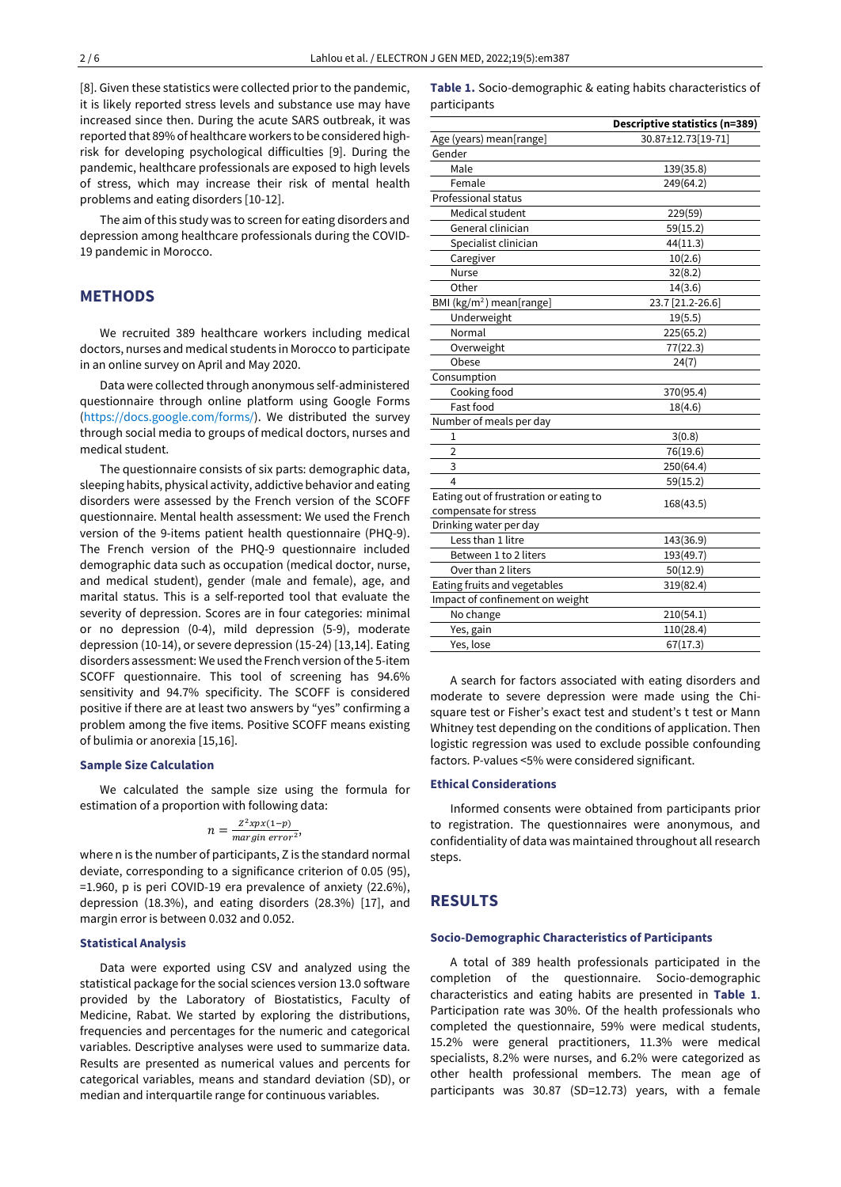[8]. Given these statistics were collected prior to the pandemic, it is likely reported stress levels and substance use may have increased since then. During the acute SARS outbreak, it was reported that 89% of healthcare workers to be considered high-risk for developing psychological difficulties [9]. During the pandemic, healthcare professionals are exposed to high levels of stress, which may increase their risk of mental health problems and eating disorders [10-12].

The aim of this study was to screen for eating disorders and depression among healthcare professionals during the COVID-19 pandemic in Morocco.

## METHODS

We recruited 389 healthcare workers including medical doctors, nurses and medical students in Morocco to participate in an online survey on April and May 2020.

Data were collected through anonymous self-administered questionnaire through online platform using Google Forms (https://docs.google.com/forms/). We distributed the survey through social media to groups of medical doctors, nurses and medical student.

The questionnaire consists of six parts: demographic data, sleeping habits, physical activity, addictive behavior and eating disorders were assessed by the French version of the SCOFF questionnaire. Mental health assessment: We used the French version of the 9-items patient health questionnaire (PHQ-9). The French version of the PHQ-9 questionnaire included demographic data such as occupation (medical doctor, nurse, and medical student), gender (male and female), age, and marital status. This is a self-reported tool that evaluate the severity of depression. Scores are in four categories: minimal or no depression (0-4), mild depression (5-9), moderate depression (10-14), or severe depression (15-24) [13,14]. Eating disorders assessment: We used the French version of the 5-item SCOFF questionnaire. This tool of screening has 94.6% sensitivity and 94.7% specificity. The SCOFF is considered positive if there are at least two answers by "yes" confirming a problem among the five items. Positive SCOFF means existing of bulimia or anorexia [15,16].

### Sample Size Calculation

We calculated the sample size using the formula for estimation of a proportion with following data:

$$n = \frac{Z^2 x p x(1-p)}{margin\ error^2},$$

where n is the number of participants, Z is the standard normal deviate, corresponding to a significance criterion of 0.05 (95), =1.960, p is peri COVID-19 era prevalence of anxiety (22.6%), depression (18.3%), and eating disorders (28.3%) [17], and margin error is between 0.032 and 0.052.

### Statistical Analysis

Data were exported using CSV and analyzed using the statistical package for the social sciences version 13.0 software provided by the Laboratory of Biostatistics, Faculty of Medicine, Rabat. We started by exploring the distributions, frequencies and percentages for the numeric and categorical variables. Descriptive analyses were used to summarize data. Results are presented as numerical values and percents for categorical variables, means and standard deviation (SD), or median and interquartile range for continuous variables.

**Table 1.** Socio-demographic & eating habits characteristics of participants

| | Descriptive statistics (n=389) |
|---|---|
| Age (years) mean[range] | 30.87±12.73[19-71] |
| Gender | |
| Male | 139(35.8) |
| Female | 249(64.2) |
| Professional status | |
| Medical student | 229(59) |
| General clinician | 59(15.2) |
| Specialist clinician | 44(11.3) |
| Caregiver | 10(2.6) |
| Nurse | 32(8.2) |
| Other | 14(3.6) |
| BMI (kg/m$^2$) mean[range] | 23.7 [21.2-26.6] |
| Underweight | 19(5.5) |
| Normal | 225(65.2) |
| Overweight | 77(22.3) |
| Obese | 24(7) |
| Consumption | |
| Cooking food | 370(95.4) |
| Fast food | 18(4.6) |
| Number of meals per day | |
| 1 | 3(0.8) |
| 2 | 76(19.6) |
| 3 | 250(64.4) |
| 4 | 59(15.2) |
| Eating out of frustration or eating to compensate for stress | 168(43.5) |
| Drinking water per day | |
| Less than 1 litre | 143(36.9) |
| Between 1 to 2 liters | 193(49.7) |
| Over than 2 liters | 50(12.9) |
| Eating fruits and vegetables | 319(82.4) |
| Impact of confinement on weight | |
| No change | 210(54.1) |
| Yes, gain | 110(28.4) |
| Yes, lose | 67(17.3) |

A search for factors associated with eating disorders and moderate to severe depression were made using the Chi-square test or Fisher's exact test and student's t test or Mann Whitney test depending on the conditions of application. Then logistic regression was used to exclude possible confounding factors. P-values <5% were considered significant.

### Ethical Considerations

Informed consents were obtained from participants prior to registration. The questionnaires were anonymous, and confidentiality of data was maintained throughout all research steps.

## RESULTS

### Socio-Demographic Characteristics of Participants

A total of 389 health professionals participated in the completion of the questionnaire. Socio-demographic characteristics and eating habits are presented in **Table 1**. Participation rate was 30%. Of the health professionals who completed the questionnaire, 59% were medical students, 15.2% were general practitioners, 11.3% were medical specialists, 8.2% were nurses, and 6.2% were categorized as other health professional members. The mean age of participants was 30.87 (SD=12.73) years, with a female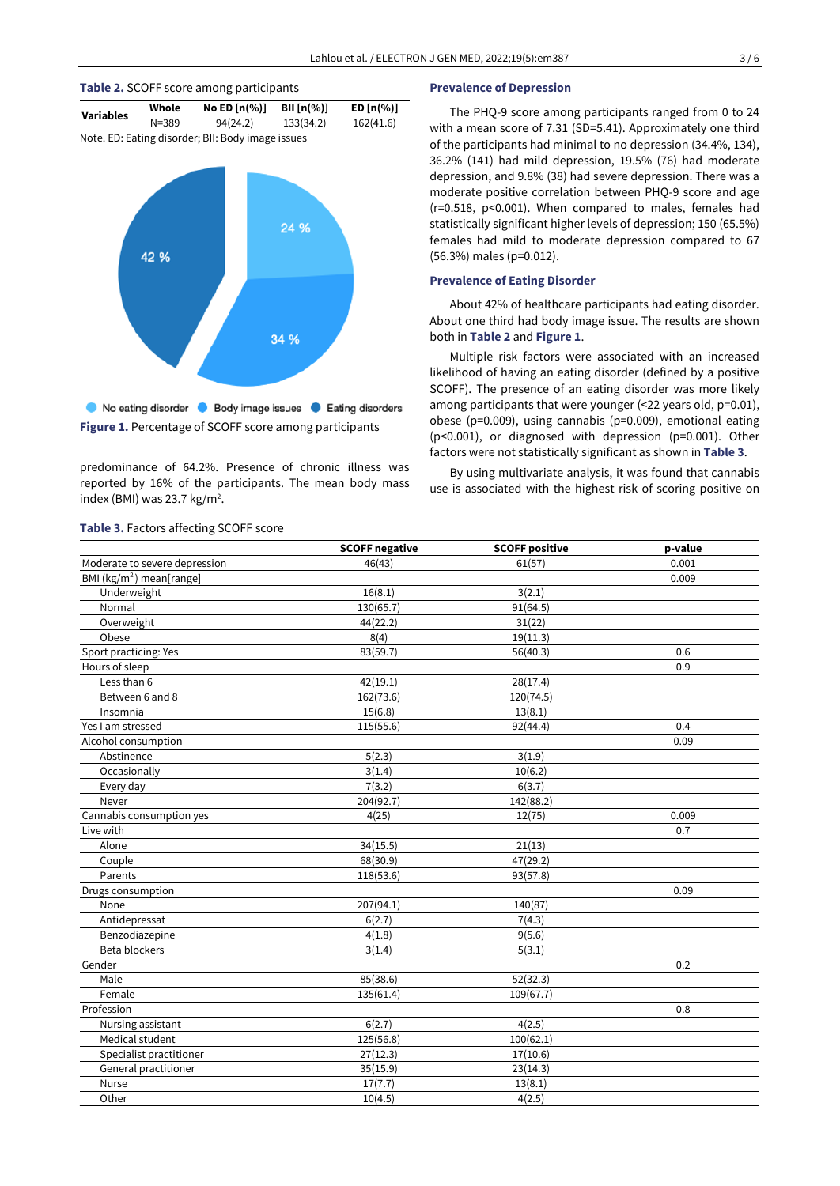**Table 2.** SCOFF score among participants

| Variables | Whole | No ED [n(%)] | BII [n(%)] | ED [n(%)] |
|---|---|---|---|---|
| | N=389 | 94(24.2) | 133(34.2) | 162(41.6) |

Note. ED: Eating disorder; BII: Body image issues

**Figure 1.** Percentage of SCOFF score among participants

predominance of 64.2%. Presence of chronic illness was reported by 16% of the participants. The mean body mass index (BMI) was 23.7 kg/m$^2$.

### Prevalence of Depression

The PHQ-9 score among participants ranged from 0 to 24 with a mean score of 7.31 (SD=5.41). Approximately one third of the participants had minimal to no depression (34.4%, 134), 36.2% (141) had mild depression, 19.5% (76) had moderate depression, and 9.8% (38) had severe depression. There was a moderate positive correlation between PHQ-9 score and age (r=0.518, p<0.001). When compared to males, females had statistically significant higher levels of depression; 150 (65.5%) females had mild to moderate depression compared to 67 (56.3%) males (p=0.012).

### Prevalence of Eating Disorder

About 42% of healthcare participants had eating disorder. About one third had body image issue. The results are shown both in **Table 2** and **Figure 1**.

Multiple risk factors were associated with an increased likelihood of having an eating disorder (defined by a positive SCOFF). The presence of an eating disorder was more likely among participants that were younger (<22 years old, p=0.01), obese (p=0.009), using cannabis (p=0.009), emotional eating (p<0.001), or diagnosed with depression (p=0.001). Other factors were not statistically significant as shown in **Table 3**.

By using multivariate analysis, it was found that cannabis use is associated with the highest risk of scoring positive on

**Table 3.** Factors affecting SCOFF score

| | SCOFF negative | SCOFF positive | p-value |
|---|---|---|---|
| Moderate to severe depression | 46(43) | 61(57) | 0.001 |
| BMI (kg/m$^2$) mean[range] | | | 0.009 |
| Underweight | 16(8.1) | 3(2.1) | |
| Normal | 130(65.7) | 91(64.5) | |
| Overweight | 44(22.2) | 31(22) | |
| Obese | 8(4) | 19(11.3) | |
| Sport practicing: Yes | 83(59.7) | 56(40.3) | 0.6 |
| Hours of sleep | | | 0.9 |
| Less than 6 | 42(19.1) | 28(17.4) | |
| Between 6 and 8 | 162(73.6) | 120(74.5) | |
| Insomnia | 15(6.8) | 13(8.1) | |
| Yes I am stressed | 115(55.6) | 92(44.4) | 0.4 |
| Alcohol consumption | | | 0.09 |
| Abstinence | 5(2.3) | 3(1.9) | |
| Occasionally | 3(1.4) | 10(6.2) | |
| Every day | 7(3.2) | 6(3.7) | |
| Never | 204(92.7) | 142(88.2) | |
| Cannabis consumption yes | 4(25) | 12(75) | 0.009 |
| Live with | | | 0.7 |
| Alone | 34(15.5) | 21(13) | |
| Couple | 68(30.9) | 47(29.2) | |
| Parents | 118(53.6) | 93(57.8) | |
| Drugs consumption | | | 0.09 |
| None | 207(94.1) | 140(87) | |
| Antidepressat | 6(2.7) | 7(4.3) | |
| Benzodiazepine | 4(1.8) | 9(5.6) | |
| Beta blockers | 3(1.4) | 5(3.1) | |
| Gender | | | 0.2 |
| Male | 85(38.6) | 52(32.3) | |
| Female | 135(61.4) | 109(67.7) | |
| Profession | | | 0.8 |
| Nursing assistant | 6(2.7) | 4(2.5) | |
| Medical student | 125(56.8) | 100(62.1) | |
| Specialist practitioner | 27(12.3) | 17(10.6) | |
| General practitioner | 35(15.9) | 23(14.3) | |
| Nurse | 17(7.7) | 13(8.1) | |
| Other | 10(4.5) | 4(2.5) | |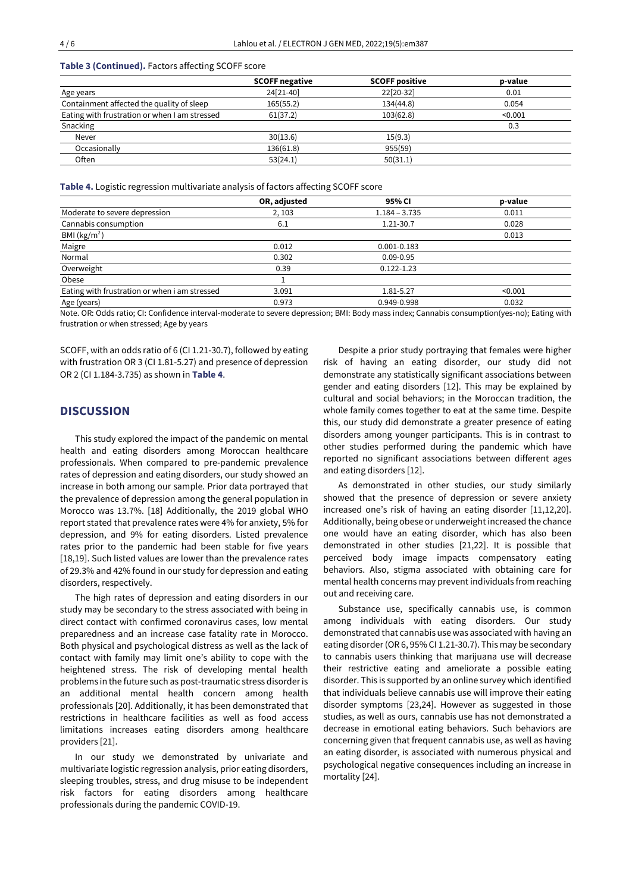**Table 3 (Continued).** Factors affecting SCOFF score

| | SCOFF negative | SCOFF positive | p-value |
|---|---|---|---|
| Age years | 24[21-40] | 22[20-32] | 0.01 |
| Containment affected the quality of sleep | 165(55.2) | 134(44.8) | 0.054 |
| Eating with frustration or when I am stressed | 61(37.2) | 103(62.8) | <0.001 |
| Snacking | | | 0.3 |
| Never | 30(13.6) | 15(9.3) | |
| Occasionally | 136(61.8) | 955(59) | |
| Often | 53(24.1) | 50(31.1) | |

**Table 4.** Logistic regression multivariate analysis of factors affecting SCOFF score

| | OR, adjusted | 95% CI | p-value |
|---|---|---|---|
| Moderate to severe depression | 2, 103 | 1.184 – 3.735 | 0.011 |
| Cannabis consumption | 6.1 | 1.21-30.7 | 0.028 |
| BMI (kg/m$^2$) | | | 0.013 |
| Maigre | 0.012 | 0.001-0.183 | |
| Normal | 0.302 | 0.09-0.95 | |
| Overweight | 0.39 | 0.122-1.23 | |
| Obese | 1 | | |
| Eating with frustration or when i am stressed | 3.091 | 1.81-5.27 | <0.001 |
| Age (years) | 0.973 | 0.949-0.998 | 0.032 |

Note. OR: Odds ratio; CI: Confidence interval-moderate to severe depression; BMI: Body mass index; Cannabis consumption(yes-no); Eating with frustration or when stressed; Age by years

SCOFF, with an odds ratio of 6 (CI 1.21-30.7), followed by eating with frustration OR 3 (CI 1.81-5.27) and presence of depression OR 2 (CI 1.184-3.735) as shown in **Table 4**.

## DISCUSSION

This study explored the impact of the pandemic on mental health and eating disorders among Moroccan healthcare professionals. When compared to pre-pandemic prevalence rates of depression and eating disorders, our study showed an increase in both among our sample. Prior data portrayed that the prevalence of depression among the general population in Morocco was 13.7%. [18] Additionally, the 2019 global WHO report stated that prevalence rates were 4% for anxiety, 5% for depression, and 9% for eating disorders. Listed prevalence rates prior to the pandemic had been stable for five years [18,19]. Such listed values are lower than the prevalence rates of 29.3% and 42% found in our study for depression and eating disorders, respectively.

The high rates of depression and eating disorders in our study may be secondary to the stress associated with being in direct contact with confirmed coronavirus cases, low mental preparedness and an increase case fatality rate in Morocco. Both physical and psychological distress as well as the lack of contact with family may limit one's ability to cope with the heightened stress. The risk of developing mental health problems in the future such as post-traumatic stress disorder is an additional mental health concern among health professionals [20]. Additionally, it has been demonstrated that restrictions in healthcare facilities as well as food access limitations increases eating disorders among healthcare providers [21].

In our study we demonstrated by univariate and multivariate logistic regression analysis, prior eating disorders, sleeping troubles, stress, and drug misuse to be independent risk factors for eating disorders among healthcare professionals during the pandemic COVID-19.

Despite a prior study portraying that females were higher risk of having an eating disorder, our study did not demonstrate any statistically significant associations between gender and eating disorders [12]. This may be explained by cultural and social behaviors; in the Moroccan tradition, the whole family comes together to eat at the same time. Despite this, our study did demonstrate a greater presence of eating disorders among younger participants. This is in contrast to other studies performed during the pandemic which have reported no significant associations between different ages and eating disorders [12].

As demonstrated in other studies, our study similarly showed that the presence of depression or severe anxiety increased one's risk of having an eating disorder [11,12,20]. Additionally, being obese or underweight increased the chance one would have an eating disorder, which has also been demonstrated in other studies [21,22]. It is possible that perceived body image impacts compensatory eating behaviors. Also, stigma associated with obtaining care for mental health concerns may prevent individuals from reaching out and receiving care.

Substance use, specifically cannabis use, is common among individuals with eating disorders. Our study demonstrated that cannabis use was associated with having an eating disorder (OR 6, 95% CI 1.21-30.7). This may be secondary to cannabis users thinking that marijuana use will decrease their restrictive eating and ameliorate a possible eating disorder. This is supported by an online survey which identified that individuals believe cannabis use will improve their eating disorder symptoms [23,24]. However as suggested in those studies, as well as ours, cannabis use has not demonstrated a decrease in emotional eating behaviors. Such behaviors are concerning given that frequent cannabis use, as well as having an eating disorder, is associated with numerous physical and psychological negative consequences including an increase in mortality [24].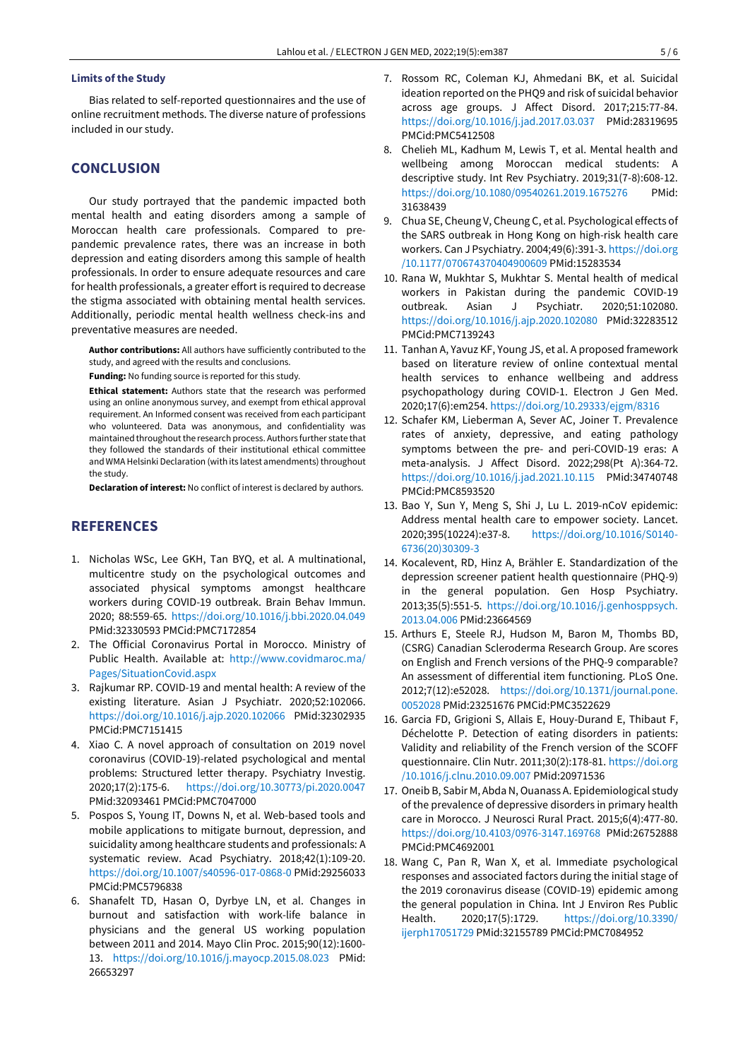### Limits of the Study

Bias related to self-reported questionnaires and the use of online recruitment methods. The diverse nature of professions included in our study.

## CONCLUSION

Our study portrayed that the pandemic impacted both mental health and eating disorders among a sample of Moroccan health care professionals. Compared to pre-pandemic prevalence rates, there was an increase in both depression and eating disorders among this sample of health professionals. In order to ensure adequate resources and care for health professionals, a greater effort is required to decrease the stigma associated with obtaining mental health services. Additionally, periodic mental health wellness check-ins and preventative measures are needed.

**Author contributions:** All authors have sufficiently contributed to the study, and agreed with the results and conclusions.

**Funding:** No funding source is reported for this study.

**Ethical statement:** Authors state that the research was performed using an online anonymous survey, and exempt from ethical approval requirement. An Informed consent was received from each participant who volunteered. Data was anonymous, and confidentiality was maintained throughout the research process. Authors further state that they followed the standards of their institutional ethical committee and WMA Helsinki Declaration (with its latest amendments) throughout the study.

**Declaration of interest:** No conflict of interest is declared by authors.

## REFERENCES

1. Nicholas WSc, Lee GKH, Tan BYQ, et al. A multinational, multicentre study on the psychological outcomes and associated physical symptoms amongst healthcare workers during COVID-19 outbreak. Brain Behav Immun. 2020; 88:559-65. https://doi.org/10.1016/j.bbi.2020.04.049 PMid:32330593 PMCid:PMC7172854
2. The Official Coronavirus Portal in Morocco. Ministry of Public Health. Available at: http://www.covidmaroc.ma/Pages/SituationCovid.aspx
3. Rajkumar RP. COVID-19 and mental health: A review of the existing literature. Asian J Psychiatr. 2020;52:102066. https://doi.org/10.1016/j.ajp.2020.102066 PMid:32302935 PMCid:PMC7151415
4. Xiao C. A novel approach of consultation on 2019 novel coronavirus (COVID-19)-related psychological and mental problems: Structured letter therapy. Psychiatry Investig. 2020;17(2):175-6. https://doi.org/10.30773/pi.2020.0047 PMid:32093461 PMCid:PMC7047000
5. Pospos S, Young IT, Downs N, et al. Web-based tools and mobile applications to mitigate burnout, depression, and suicidality among healthcare students and professionals: A systematic review. Acad Psychiatry. 2018;42(1):109-20. https://doi.org/10.1007/s40596-017-0868-0 PMid:29256033 PMCid:PMC5796838
6. Shanafelt TD, Hasan O, Dyrbye LN, et al. Changes in burnout and satisfaction with work-life balance in physicians and the general US working population between 2011 and 2014. Mayo Clin Proc. 2015;90(12):1600-13. https://doi.org/10.1016/j.mayocp.2015.08.023 PMid: 26653297
7. Rossom RC, Coleman KJ, Ahmedani BK, et al. Suicidal ideation reported on the PHQ9 and risk of suicidal behavior across age groups. J Affect Disord. 2017;215:77-84. https://doi.org/10.1016/j.jad.2017.03.037 PMid:28319695 PMCid:PMC5412508
8. Chelieh ML, Kadhum M, Lewis T, et al. Mental health and wellbeing among Moroccan medical students: A descriptive study. Int Rev Psychiatry. 2019;31(7-8):608-12. https://doi.org/10.1080/09540261.2019.1675276 PMid: 31638439
9. Chua SE, Cheung V, Cheung C, et al. Psychological effects of the SARS outbreak in Hong Kong on high-risk health care workers. Can J Psychiatry. 2004;49(6):391-3. https://doi.org/10.1177/070674370404900609 PMid:15283534
10. Rana W, Mukhtar S, Mukhtar S. Mental health of medical workers in Pakistan during the pandemic COVID-19 outbreak. Asian J Psychiatr. 2020;51:102080. https://doi.org/10.1016/j.ajp.2020.102080 PMid:32283512 PMCid:PMC7139243
11. Tanhan A, Yavuz KF, Young JS, et al. A proposed framework based on literature review of online contextual mental health services to enhance wellbeing and address psychopathology during COVID-1. Electron J Gen Med. 2020;17(6):em254. https://doi.org/10.29333/ejgm/8316
12. Schafer KM, Lieberman A, Sever AC, Joiner T. Prevalence rates of anxiety, depressive, and eating pathology symptoms between the pre- and peri-COVID-19 eras: A meta-analysis. J Affect Disord. 2022;298(Pt A):364-72. https://doi.org/10.1016/j.jad.2021.10.115 PMid:34740748 PMCid:PMC8593520
13. Bao Y, Sun Y, Meng S, Shi J, Lu L. 2019-nCoV epidemic: Address mental health care to empower society. Lancet. 2020;395(10224):e37-8. https://doi.org/10.1016/S0140-6736(20)30309-3
14. Kocalevent, RD, Hinz A, Brähler E. Standardization of the depression screener patient health questionnaire (PHQ-9) in the general population. Gen Hosp Psychiatry. 2013;35(5):551-5. https://doi.org/10.1016/j.genhosppsych.2013.04.006 PMid:23664569
15. Arthurs E, Steele RJ, Hudson M, Baron M, Thombs BD, (CSRG) Canadian Scleroderma Research Group. Are scores on English and French versions of the PHQ-9 comparable? An assessment of differential item functioning. PLoS One. 2012;7(12):e52028. https://doi.org/10.1371/journal.pone.0052028 PMid:23251676 PMCid:PMC3522629
16. Garcia FD, Grigioni S, Allais E, Houy-Durand E, Thibaut F, Déchelotte P. Detection of eating disorders in patients: Validity and reliability of the French version of the SCOFF questionnaire. Clin Nutr. 2011;30(2):178-81. https://doi.org/10.1016/j.clnu.2010.09.007 PMid:20971536
17. Oneib B, Sabir M, Abda N, Ouanass A. Epidemiological study of the prevalence of depressive disorders in primary health care in Morocco. J Neurosci Rural Pract. 2015;6(4):477-80. https://doi.org/10.4103/0976-3147.169768 PMid:26752888 PMCid:PMC4692001
18. Wang C, Pan R, Wan X, et al. Immediate psychological responses and associated factors during the initial stage of the 2019 coronavirus disease (COVID-19) epidemic among the general population in China. Int J Environ Res Public Health. 2020;17(5):1729. https://doi.org/10.3390/ijerph17051729 PMid:32155789 PMCid:PMC7084952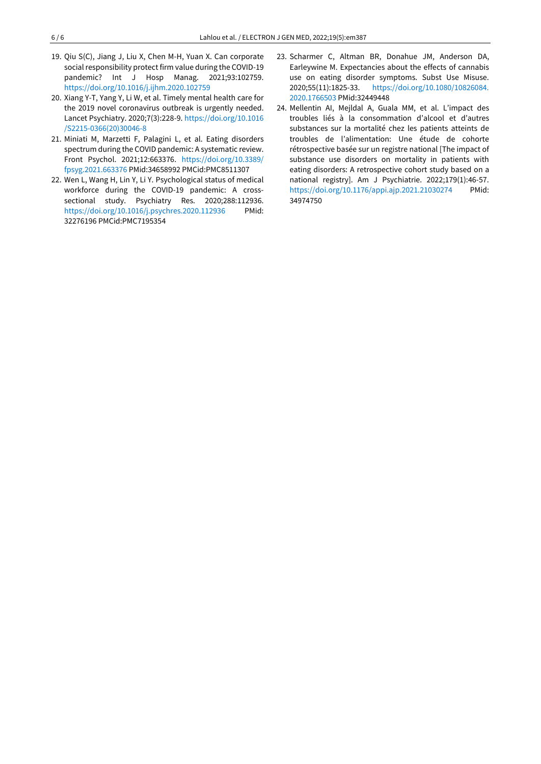19. Qiu S(C), Jiang J, Liu X, Chen M-H, Yuan X. Can corporate social responsibility protect firm value during the COVID-19 pandemic? Int J Hosp Manag. 2021;93:102759. https://doi.org/10.1016/j.ijhm.2020.102759
20. Xiang Y-T, Yang Y, Li W, et al. Timely mental health care for the 2019 novel coronavirus outbreak is urgently needed. Lancet Psychiatry. 2020;7(3):228-9. https://doi.org/10.1016/S2215-0366(20)30046-8
21. Miniati M, Marzetti F, Palagini L, et al. Eating disorders spectrum during the COVID pandemic: A systematic review. Front Psychol. 2021;12:663376. https://doi.org/10.3389/fpsyg.2021.663376 PMid:34658992 PMCid:PMC8511307
22. Wen L, Wang H, Lin Y, Li Y. Psychological status of medical workforce during the COVID-19 pandemic: A cross-sectional study. Psychiatry Res. 2020;288:112936. https://doi.org/10.1016/j.psychres.2020.112936 PMid:32276196 PMCid:PMC7195354
23. Scharmer C, Altman BR, Donahue JM, Anderson DA, Earleywine M. Expectancies about the effects of cannabis use on eating disorder symptoms. Subst Use Misuse. 2020;55(11):1825-33. https://doi.org/10.1080/10826084.2020.1766503 PMid:32449448
24. Mellentin AI, Mejldal A, Guala MM, et al. L'impact des troubles liés à la consommation d'alcool et d'autres substances sur la mortalité chez les patients atteints de troubles de l'alimentation: Une étude de cohorte rétrospective basée sur un registre national [The impact of substance use disorders on mortality in patients with eating disorders: A retrospective cohort study based on a national registry]. Am J Psychiatrie. 2022;179(1):46-57. https://doi.org/10.1176/appi.ajp.2021.21030274 PMid:34974750